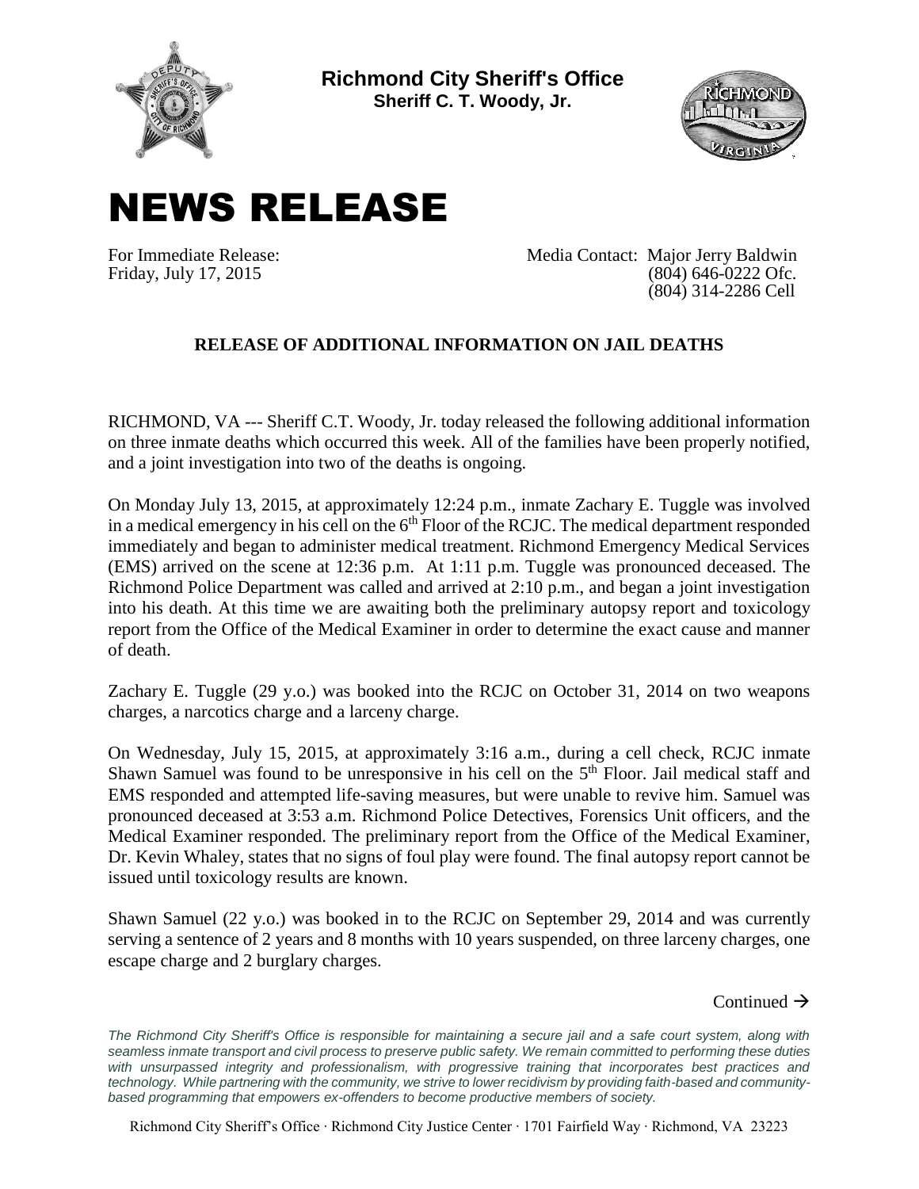**Richmond City Sheriff's Office**
**Sheriff C. T. Woody, Jr.**

# NEWS RELEASE

For Immediate Release:
Friday, July 17, 2015

Media Contact: Major Jerry Baldwin
(804) 646-0222 Ofc.
(804) 314-2286 Cell

## RELEASE OF ADDITIONAL INFORMATION ON JAIL DEATHS

RICHMOND, VA --- Sheriff C.T. Woody, Jr. today released the following additional information on three inmate deaths which occurred this week. All of the families have been properly notified, and a joint investigation into two of the deaths is ongoing.

On Monday July 13, 2015, at approximately 12:24 p.m., inmate Zachary E. Tuggle was involved in a medical emergency in his cell on the 6th Floor of the RCJC. The medical department responded immediately and began to administer medical treatment. Richmond Emergency Medical Services (EMS) arrived on the scene at 12:36 p.m. At 1:11 p.m. Tuggle was pronounced deceased. The Richmond Police Department was called and arrived at 2:10 p.m., and began a joint investigation into his death. At this time we are awaiting both the preliminary autopsy report and toxicology report from the Office of the Medical Examiner in order to determine the exact cause and manner of death.

Zachary E. Tuggle (29 y.o.) was booked into the RCJC on October 31, 2014 on two weapons charges, a narcotics charge and a larceny charge.

On Wednesday, July 15, 2015, at approximately 3:16 a.m., during a cell check, RCJC inmate Shawn Samuel was found to be unresponsive in his cell on the 5th Floor. Jail medical staff and EMS responded and attempted life-saving measures, but were unable to revive him. Samuel was pronounced deceased at 3:53 a.m. Richmond Police Detectives, Forensics Unit officers, and the Medical Examiner responded. The preliminary report from the Office of the Medical Examiner, Dr. Kevin Whaley, states that no signs of foul play were found. The final autopsy report cannot be issued until toxicology results are known.

Shawn Samuel (22 y.o.) was booked in to the RCJC on September 29, 2014 and was currently serving a sentence of 2 years and 8 months with 10 years suspended, on three larceny charges, one escape charge and 2 burglary charges.

Continued →

*The Richmond City Sheriff's Office is responsible for maintaining a secure jail and a safe court system, along with seamless inmate transport and civil process to preserve public safety. We remain committed to performing these duties with unsurpassed integrity and professionalism, with progressive training that incorporates best practices and technology. While partnering with the community, we strive to lower recidivism by providing faith-based and community-based programming that empowers ex-offenders to become productive members of society.*

Richmond City Sheriff's Office · Richmond City Justice Center · 1701 Fairfield Way · Richmond, VA 23223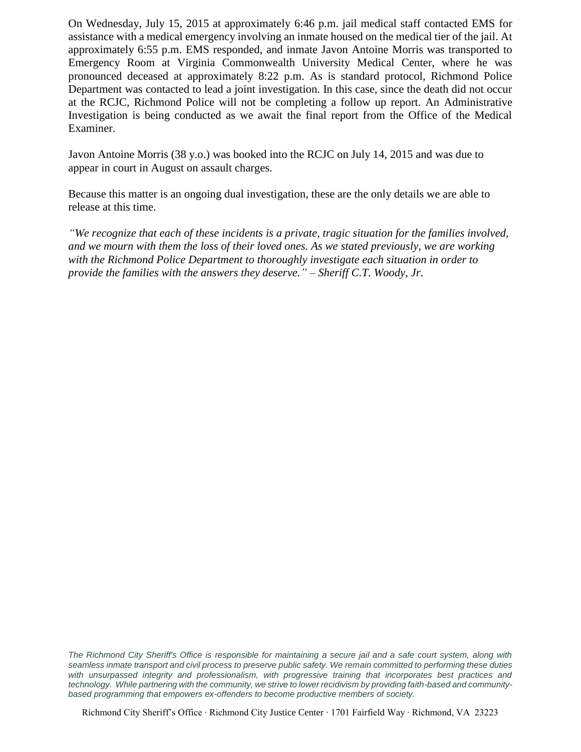On Wednesday, July 15, 2015 at approximately 6:46 p.m. jail medical staff contacted EMS for assistance with a medical emergency involving an inmate housed on the medical tier of the jail. At approximately 6:55 p.m. EMS responded, and inmate Javon Antoine Morris was transported to Emergency Room at Virginia Commonwealth University Medical Center, where he was pronounced deceased at approximately 8:22 p.m. As is standard protocol, Richmond Police Department was contacted to lead a joint investigation. In this case, since the death did not occur at the RCJC, Richmond Police will not be completing a follow up report. An Administrative Investigation is being conducted as we await the final report from the Office of the Medical Examiner.

Javon Antoine Morris (38 y.o.) was booked into the RCJC on July 14, 2015 and was due to appear in court in August on assault charges.

Because this matter is an ongoing dual investigation, these are the only details we are able to release at this time.

*"We recognize that each of these incidents is a private, tragic situation for the families involved, and we mourn with them the loss of their loved ones. As we stated previously, we are working with the Richmond Police Department to thoroughly investigate each situation in order to provide the families with the answers they deserve." – Sheriff C.T. Woody, Jr.*

*The Richmond City Sheriff's Office is responsible for maintaining a secure jail and a safe court system, along with seamless inmate transport and civil process to preserve public safety. We remain committed to performing these duties with unsurpassed integrity and professionalism, with progressive training that incorporates best practices and technology. While partnering with the community, we strive to lower recidivism by providing faith-based and community-based programming that empowers ex-offenders to become productive members of society.*

Richmond City Sheriff's Office · Richmond City Justice Center · 1701 Fairfield Way · Richmond, VA 23223